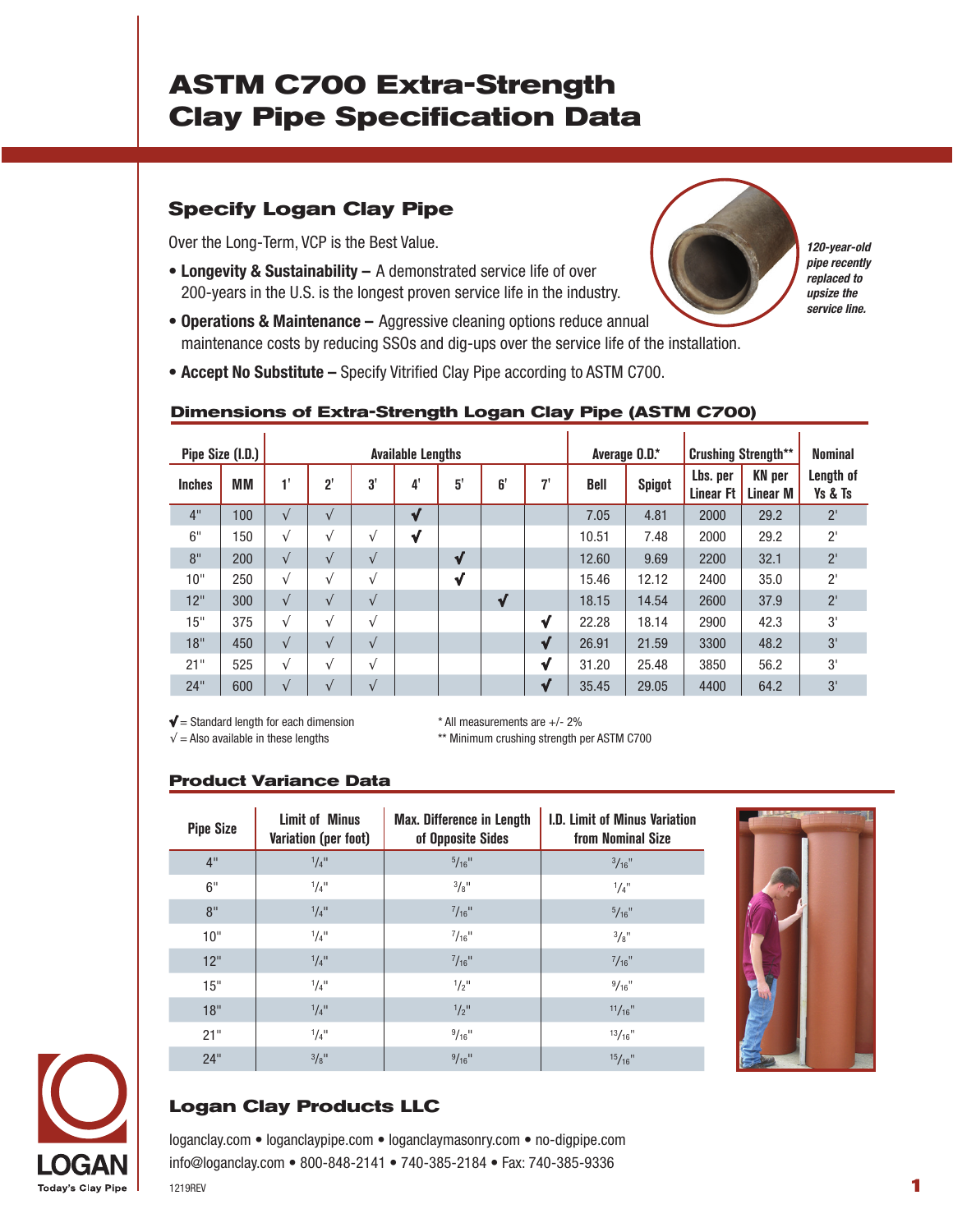# ASTM C700 Extra-Strength Clay Pipe Specification Data

## Specify Logan Clay Pipe

Over the Long-Term, VCP is the Best Value.

- **Longevity & Sustainability –** A demonstrated service life of over 200-years in the U.S. is the longest proven service life in the industry.
- **Operations & Maintenance –** Aggressive cleaning options reduce annual maintenance costs by reducing SSOs and dig-ups over the service life of the installation.
- **Accept No Substitute –** Specify Vitrified Clay Pipe according to ASTM C700.

*120-year-old pipe recently replaced to upsize the service line.*

### Dimensions of Extra-Strength Logan Clay Pipe (ASTM C700)

| Pipe Size (I.D.) | | Available Lengths | | | | | | | Average O.D.* | | Crushing Strength** | | Nominal |
|---|---|---|---|---|---|---|---|---|---|---|---|---|---|
| Inches | MM | 1' | 2' | 3' | 4' | 5' | 6' | 7' | Bell | Spigot | Lbs. per Linear Ft | KN per Linear M | Length of Ys & Ts |
| 4" | 100 | √ | √ | | **√** | | | | 7.05 | 4.81 | 2000 | 29.2 | 2' |
| 6" | 150 | √ | √ | √ | **√** | | | | 10.51 | 7.48 | 2000 | 29.2 | 2' |
| 8" | 200 | √ | √ | √ | | **√** | | | 12.60 | 9.69 | 2200 | 32.1 | 2' |
| 10" | 250 | √ | √ | √ | | **√** | | | 15.46 | 12.12 | 2400 | 35.0 | 2' |
| 12" | 300 | √ | √ | √ | | | **√** | | 18.15 | 14.54 | 2600 | 37.9 | 2' |
| 15" | 375 | √ | √ | √ | | | | **√** | 22.28 | 18.14 | 2900 | 42.3 | 3' |
| 18" | 450 | √ | √ | √ | | | | **√** | 26.91 | 21.59 | 3300 | 48.2 | 3' |
| 21" | 525 | √ | √ | √ | | | | **√** | 31.20 | 25.48 | 3850 | 56.2 | 3' |
| 24" | 600 | √ | √ | √ | | | | **√** | 35.45 | 29.05 | 4400 | 64.2 | 3' |

**√** = Standard length for each dimension
√ = Also available in these lengths

\* All measurements are +/- 2%
\*\* Minimum crushing strength per ASTM C700

### Product Variance Data

| Pipe Size | Limit of Minus Variation (per foot) | Max. Difference in Length of Opposite Sides | I.D. Limit of Minus Variation from Nominal Size |
|---|---|---|---|
| 4" | 1/4" | 5/16" | 3/16" |
| 6" | 1/4" | 3/8" | 1/4" |
| 8" | 1/4" | 7/16" | 5/16" |
| 10" | 1/4" | 7/16" | 3/8" |
| 12" | 1/4" | 7/16" | 7/16" |
| 15" | 1/4" | 1/2" | 9/16" |
| 18" | 1/4" | 1/2" | 11/16" |
| 21" | 1/4" | 9/16" | 13/16" |
| 24" | 3/8" | 9/16" | 15/16" |

## Logan Clay Products LLC

loganclay.com • loganclaypipe.com • loganclaymasonry.com • no-digpipe.com
info@loganclay.com • 800-848-2141 • 740-385-2184 • Fax: 740-385-9336

1219REV

LOGAN
Today's Clay Pipe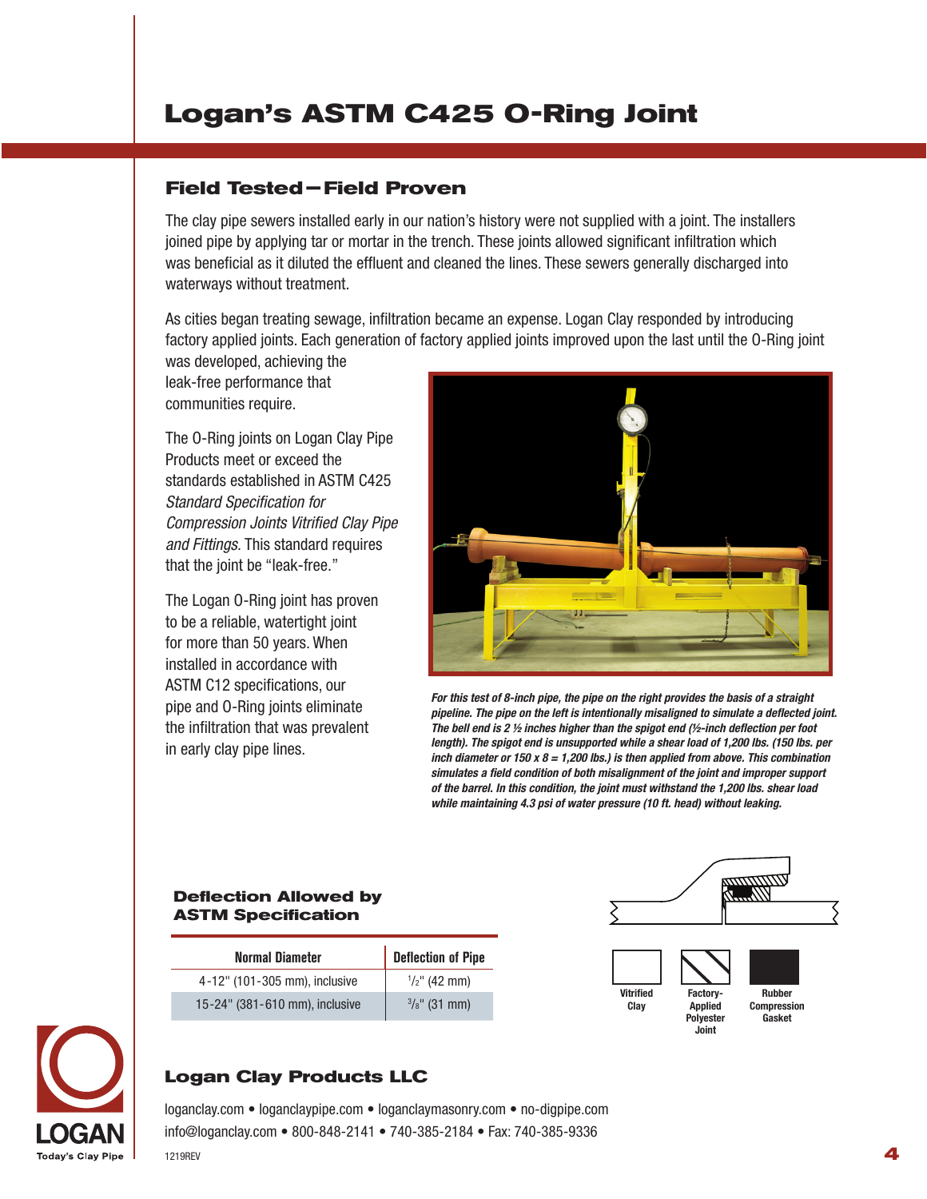# Logan's ASTM C425 O-Ring Joint

## Field Tested—Field Proven

The clay pipe sewers installed early in our nation's history were not supplied with a joint. The installers joined pipe by applying tar or mortar in the trench. These joints allowed significant infiltration which was beneficial as it diluted the effluent and cleaned the lines. These sewers generally discharged into waterways without treatment.

As cities began treating sewage, infiltration became an expense. Logan Clay responded by introducing factory applied joints. Each generation of factory applied joints improved upon the last until the O-Ring joint was developed, achieving the leak-free performance that communities require.

The O-Ring joints on Logan Clay Pipe Products meet or exceed the standards established in ASTM C425 *Standard Specification for Compression Joints Vitrified Clay Pipe and Fittings*. This standard requires that the joint be "leak-free."

The Logan O-Ring joint has proven to be a reliable, watertight joint for more than 50 years. When installed in accordance with ASTM C12 specifications, our pipe and O-Ring joints eliminate the infiltration that was prevalent in early clay pipe lines.

***For this test of 8-inch pipe, the pipe on the right provides the basis of a straight pipeline. The pipe on the left is intentionally misaligned to simulate a deflected joint. The bell end is 2 ½ inches higher than the spigot end (½-inch deflection per foot length). The spigot end is unsupported while a shear load of 1,200 lbs. (150 lbs. per inch diameter or 150 x 8 = 1,200 lbs.) is then applied from above. This combination simulates a field condition of both misalignment of the joint and improper support of the barrel. In this condition, the joint must withstand the 1,200 lbs. shear load while maintaining 4.3 psi of water pressure (10 ft. head) without leaking.***

### Deflection Allowed by ASTM Specification

| Normal Diameter | Deflection of Pipe |
|---|---|
| 4-12" (101-305 mm), inclusive | 1/2" (42 mm) |
| 15-24" (381-610 mm), inclusive | 3/8" (31 mm) |

Vitrified Clay

Factory-Applied Polyester Joint

Rubber Compression Gasket

## Logan Clay Products LLC

loganclay.com • loganclaypipe.com • loganclaymasonry.com • no-digpipe.com
info@loganclay.com • 800-848-2141 • 740-385-2184 • Fax: 740-385-9336

1219REV

LOGAN
Today's Clay Pipe